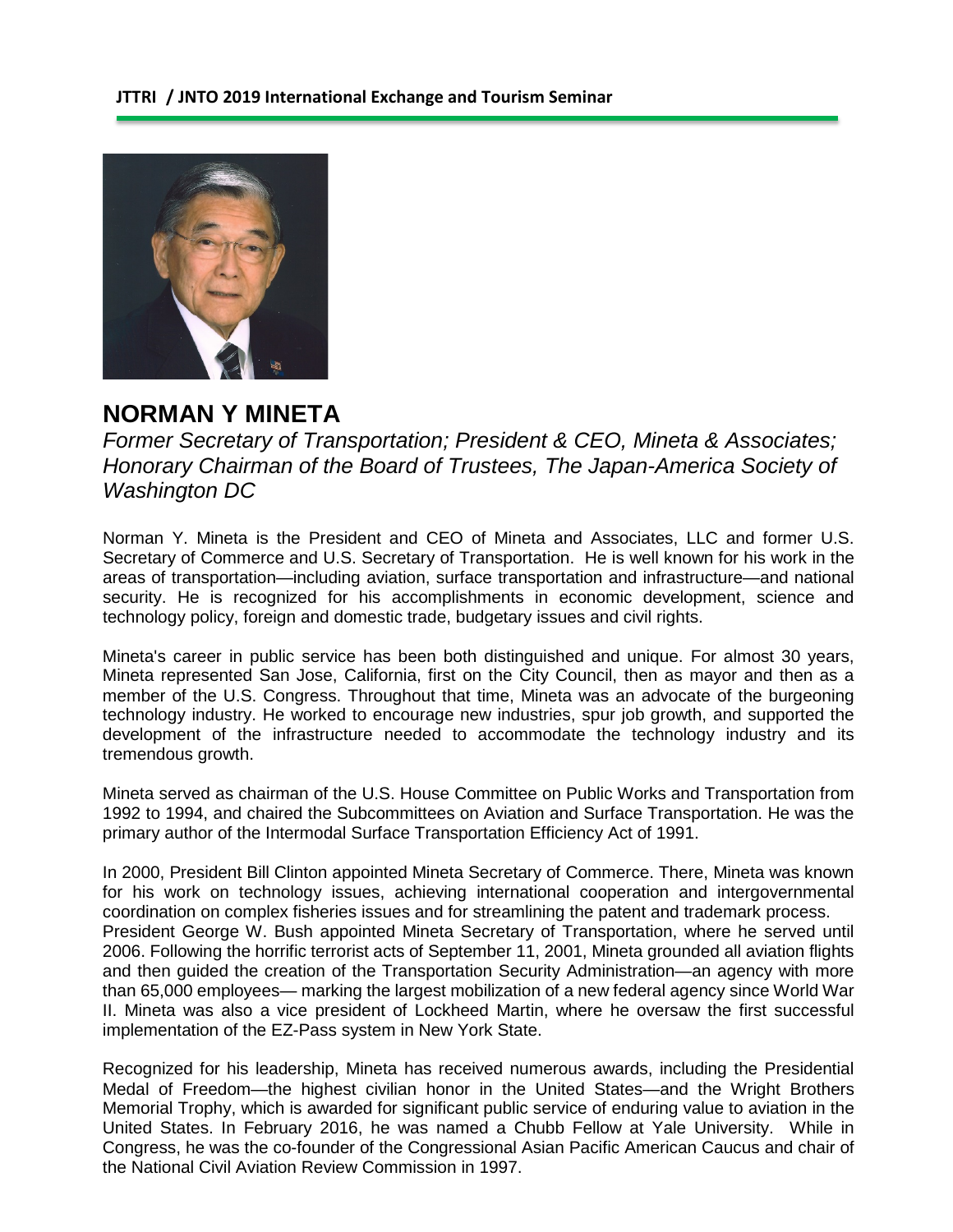**JTTRI / JNTO 2019 International Exchange and Tourism Seminar**

# NORMAN Y MINETA

*Former Secretary of Transportation; President & CEO, Mineta & Associates; Honorary Chairman of the Board of Trustees, The Japan-America Society of Washington DC*

Norman Y. Mineta is the President and CEO of Mineta and Associates, LLC and former U.S. Secretary of Commerce and U.S. Secretary of Transportation. He is well known for his work in the areas of transportation—including aviation, surface transportation and infrastructure—and national security. He is recognized for his accomplishments in economic development, science and technology policy, foreign and domestic trade, budgetary issues and civil rights.

Mineta's career in public service has been both distinguished and unique. For almost 30 years, Mineta represented San Jose, California, first on the City Council, then as mayor and then as a member of the U.S. Congress. Throughout that time, Mineta was an advocate of the burgeoning technology industry. He worked to encourage new industries, spur job growth, and supported the development of the infrastructure needed to accommodate the technology industry and its tremendous growth.

Mineta served as chairman of the U.S. House Committee on Public Works and Transportation from 1992 to 1994, and chaired the Subcommittees on Aviation and Surface Transportation. He was the primary author of the Intermodal Surface Transportation Efficiency Act of 1991.

In 2000, President Bill Clinton appointed Mineta Secretary of Commerce. There, Mineta was known for his work on technology issues, achieving international cooperation and intergovernmental coordination on complex fisheries issues and for streamlining the patent and trademark process. President George W. Bush appointed Mineta Secretary of Transportation, where he served until 2006. Following the horrific terrorist acts of September 11, 2001, Mineta grounded all aviation flights and then guided the creation of the Transportation Security Administration—an agency with more than 65,000 employees— marking the largest mobilization of a new federal agency since World War II. Mineta was also a vice president of Lockheed Martin, where he oversaw the first successful implementation of the EZ-Pass system in New York State.

Recognized for his leadership, Mineta has received numerous awards, including the Presidential Medal of Freedom—the highest civilian honor in the United States—and the Wright Brothers Memorial Trophy, which is awarded for significant public service of enduring value to aviation in the United States. In February 2016, he was named a Chubb Fellow at Yale University. While in Congress, he was the co-founder of the Congressional Asian Pacific American Caucus and chair of the National Civil Aviation Review Commission in 1997.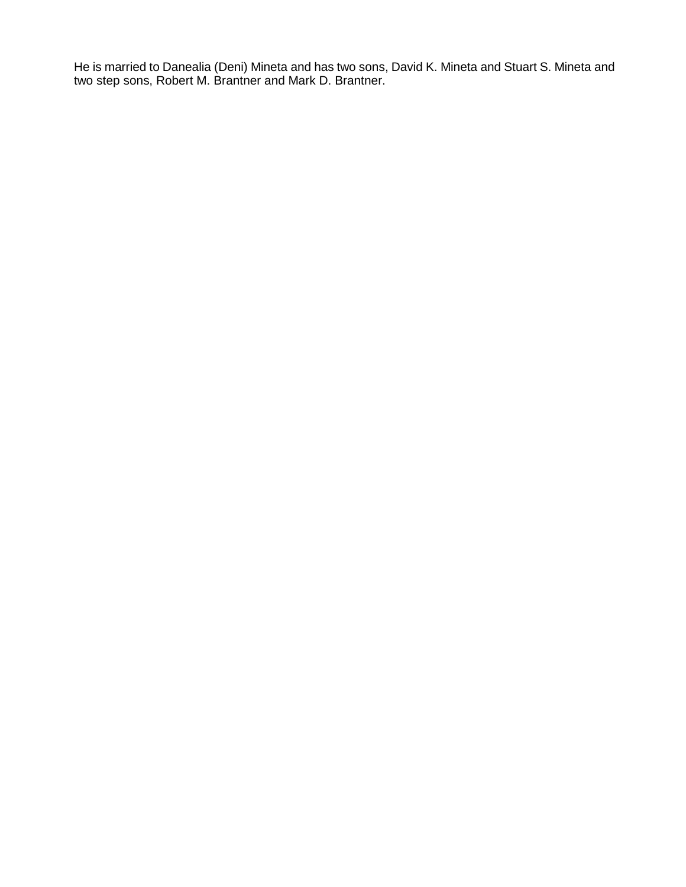He is married to Danealia (Deni) Mineta and has two sons, David K. Mineta and Stuart S. Mineta and two step sons, Robert M. Brantner and Mark D. Brantner.